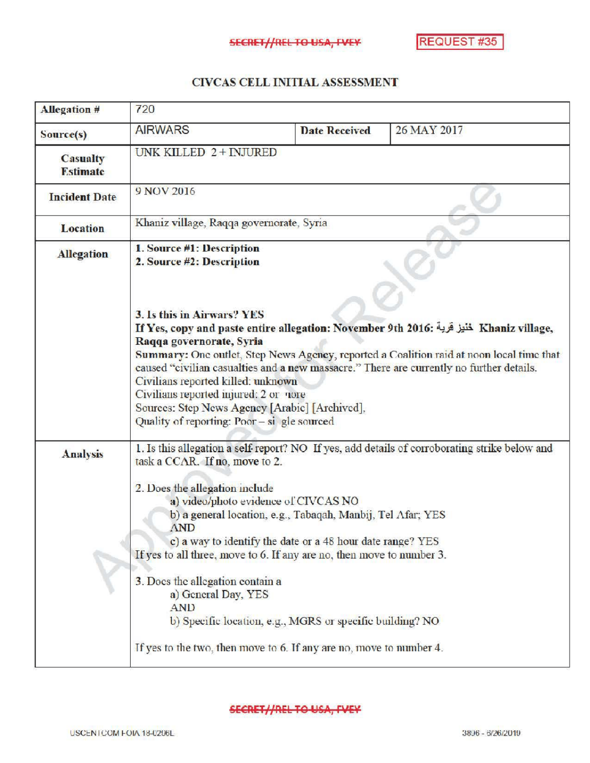# CIVCAS CELL INITIAL ASSESSMENT

| Allegation # | 720 | | |
|---|---|---|---|
| Source(s) | AIRWARS | Date Received | 26 MAY 2017 |
| Casualty Estimate | UNK KILLED 2 + INJURED | | |
| Incident Date | 9 NOV 2016 | | |
| Location | Khaniz village, Raqqa governorate, Syria | | |
| Allegation | **1. Source #1: Description**<br>**2. Source #2: Description**<br><br>**3. Is this in Airwars? YES**<br>**If Yes, copy and paste entire allegation: November 9th 2016: خنيز قرية Khaniz village, Raqqa governorate, Syria**<br>**Summary:** One outlet, Step News Agency, reported a Coalition raid at noon local time that caused "civilian casualties and a new massacre." There are currently no further details.<br>Civilians reported killed: unknown<br>Civilians reported injured: 2 or more<br>Sources: Step News Agency [Arabic] [Archived],<br>Quality of reporting: Poor – single sourced | | |
| Analysis | 1. Is this allegation a self-report? NO If yes, add details of corroborating strike below and task a CCAR. If no, move to 2.<br><br>2. Does the allegation include<br>a) video/photo evidence of CIVCAS NO<br>b) a general location, e.g., Tabaqah, Manbij, Tel Afar; YES<br>AND<br>c) a way to identify the date or a 48 hour date range? YES<br>If yes to all three, move to 6. If any are no, then move to number 3.<br><br>3. Does the allegation contain a<br>a) General Day, YES<br>AND<br>b) Specific location, e.g., MGRS or specific building? NO<br><br>If yes to the two, then move to 6. If any are no, move to number 4. | | |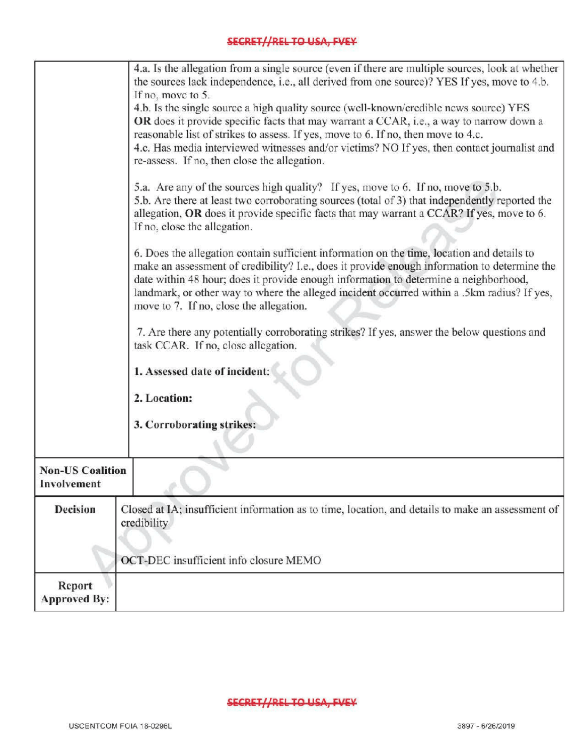| | |
|---|---|
| | 4.a. Is the allegation from a single source (even if there are multiple sources, look at whether the sources lack independence, i.e., all derived from one source)? YES If yes, move to 4.b. If no, move to 5.<br>4.b. Is the single source a high quality source (well-known/credible news source) YES **OR** does it provide specific facts that may warrant a CCAR, i.e., a way to narrow down a reasonable list of strikes to assess. If yes, move to 6. If no, then move to 4.c.<br>4.c. Has media interviewed witnesses and/or victims? NO If yes, then contact journalist and re-assess. If no, then close the allegation.<br><br>5.a. Are any of the sources high quality? If yes, move to 6. If no, move to 5.b.<br>5.b. Are there at least two corroborating sources (total of 3) that independently reported the allegation, **OR** does it provide specific facts that may warrant a CCAR? If yes, move to 6. If no, close the allegation.<br><br>6. Does the allegation contain sufficient information on the time, location and details to make an assessment of credibility? I.e., does it provide enough information to determine the date within 48 hour; does it provide enough information to determine a neighborhood, landmark, or other way to where the alleged incident occurred within a .5km radius? If yes, move to 7. If no, close the allegation.<br><br>7. Are there any potentially corroborating strikes? If yes, answer the below questions and task CCAR. If no, close allegation.<br><br>**1. Assessed date of incident:**<br><br>**2. Location:**<br><br>**3. Corroborating strikes:** |
| **Non-US Coalition Involvement** | |
| **Decision** | Closed at IA; insufficient information as to time, location, and details to make an assessment of credibility<br><br>OCT-DEC insufficient info closure MEMO |
| **Report Approved By:** | |

USCENTCOM FOIA 18-0296L

3897 - 6/26/2019